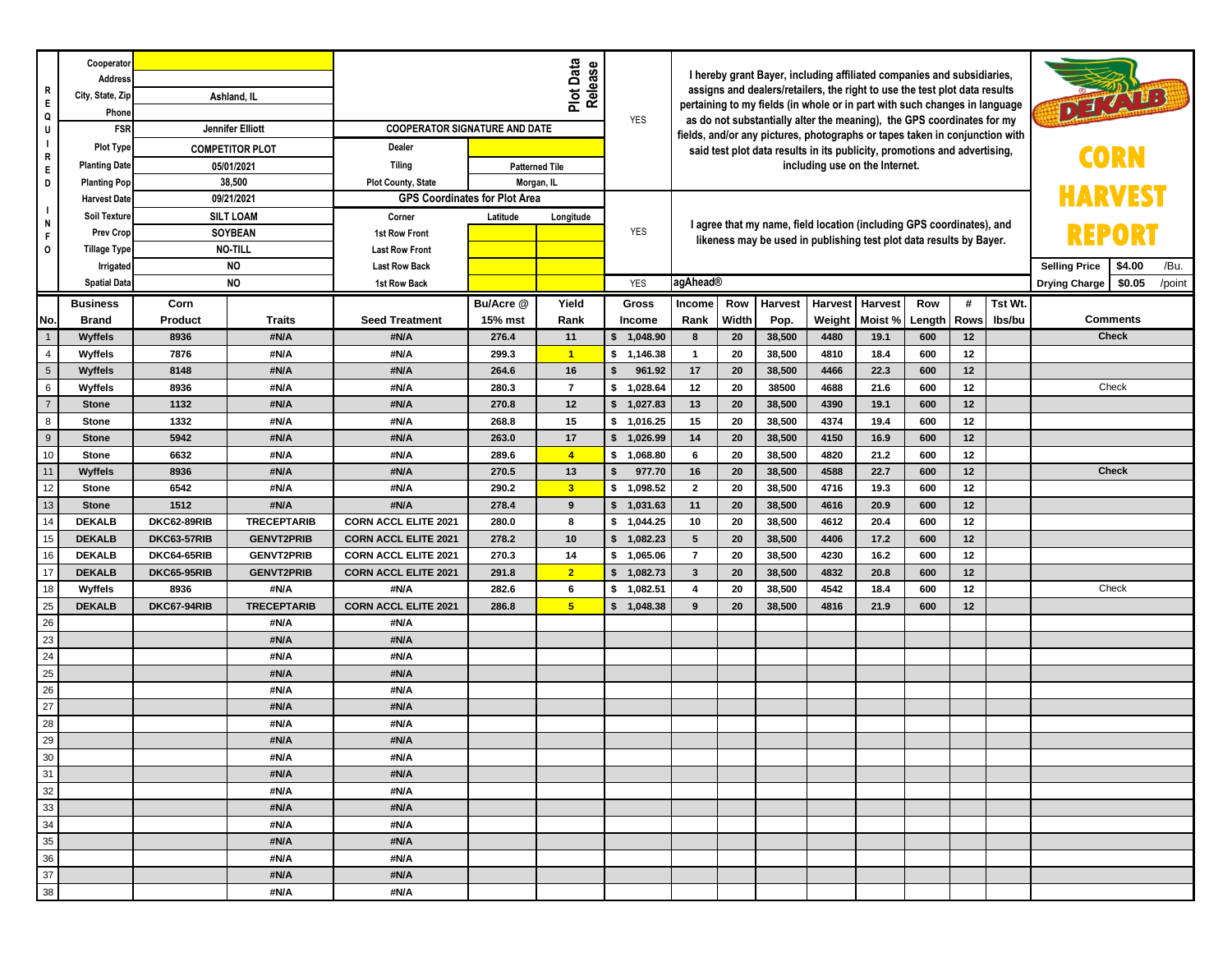# DEKALB CORN HARVEST REPORT

| REQUIRED INFO | |
|---|---|
| Cooperator | |
| Address | |
| City, State, Zip | Ashland, IL |
| Phone | |
| FSR | Jennifer Elliott |
| Plot Type | COMPETITOR PLOT |
| Planting Date | 05/01/2021 |
| Planting Pop | 38,500 |
| Harvest Date | 09/21/2021 |
| Soil Texture | SILT LOAM |
| Prev Crop | SOYBEAN |
| Tillage Type | NO-TILL |
| Irrigated | NO |
| Spatial Data | NO |

**COOPERATOR SIGNATURE AND DATE**

| | |
|---|---|
| Dealer | |
| Tiling | Patterned Tile |
| Plot County, State | Morgan, IL |

**GPS Coordinates for Plot Area**

| Corner | Latitude | Longitude |
|---|---|---|
| 1st Row Front | | |
| Last Row Front | | |
| Last Row Back | | |
| 1st Row Back | | |

**Plot Data Release**

YES — I hereby grant Bayer, including affiliated companies and subsidiaries, assigns and dealers/retailers, the right to use the test plot data results pertaining to my fields (in whole or in part with such changes in language as do not substantially alter the meaning), the GPS coordinates for my fields, and/or any pictures, photographs or tapes taken in conjunction with said test plot data results in its publicity, promotions and advertising, including use on the Internet.

YES — I agree that my name, field location (including GPS coordinates), and likeness may be used in publishing test plot data results by Bayer.

YES — agAhead®

| Selling Price | $4.00 | /Bu. |
|---|---|---|
| Drying Charge | $0.05 | /point |

| No. | Business Brand | Corn Product | Traits | Seed Treatment | Bu/Acre @ 15% mst | Yield Rank | Gross Income | Income Rank | Row Width | Harvest Pop. | Harvest Weight | Harvest Moist % | Row Length | # Rows | Tst Wt. lbs/bu | Comments |
|---|---|---|---|---|---|---|---|---|---|---|---|---|---|---|---|---|
| 1 | Wyffels | 8936 | #N/A | #N/A | 276.4 | 11 | $ 1,048.90 | 8 | 20 | 38,500 | 4480 | 19.1 | 600 | 12 | | Check |
| 4 | Wyffels | 7876 | #N/A | #N/A | 299.3 | 1 | $ 1,146.38 | 1 | 20 | 38,500 | 4810 | 18.4 | 600 | 12 | | |
| 5 | Wyffels | 8148 | #N/A | #N/A | 264.6 | 16 | $ 961.92 | 17 | 20 | 38,500 | 4466 | 22.3 | 600 | 12 | | |
| 6 | Wyffels | 8936 | #N/A | #N/A | 280.3 | 7 | $ 1,028.64 | 12 | 20 | 38500 | 4688 | 21.6 | 600 | 12 | | Check |
| 7 | Stone | 1132 | #N/A | #N/A | 270.8 | 12 | $ 1,027.83 | 13 | 20 | 38,500 | 4390 | 19.1 | 600 | 12 | | |
| 8 | Stone | 1332 | #N/A | #N/A | 268.8 | 15 | $ 1,016.25 | 15 | 20 | 38,500 | 4374 | 19.4 | 600 | 12 | | |
| 9 | Stone | 5942 | #N/A | #N/A | 263.0 | 17 | $ 1,026.99 | 14 | 20 | 38,500 | 4150 | 16.9 | 600 | 12 | | |
| 10 | Stone | 6632 | #N/A | #N/A | 289.6 | 4 | $ 1,068.80 | 6 | 20 | 38,500 | 4820 | 21.2 | 600 | 12 | | |
| 11 | Wyffels | 8936 | #N/A | #N/A | 270.5 | 13 | $ 977.70 | 16 | 20 | 38,500 | 4588 | 22.7 | 600 | 12 | | Check |
| 12 | Stone | 6542 | #N/A | #N/A | 290.2 | 3 | $ 1,098.52 | 2 | 20 | 38,500 | 4716 | 19.3 | 600 | 12 | | |
| 13 | Stone | 1512 | #N/A | #N/A | 278.4 | 9 | $ 1,031.63 | 11 | 20 | 38,500 | 4616 | 20.9 | 600 | 12 | | |
| 14 | DEKALB | DKC62-89RIB | TRECEPTARIB | CORN ACCL ELITE 2021 | 280.0 | 8 | $ 1,044.25 | 10 | 20 | 38,500 | 4612 | 20.4 | 600 | 12 | | |
| 15 | DEKALB | DKC63-57RIB | GENVT2PRIB | CORN ACCL ELITE 2021 | 278.2 | 10 | $ 1,082.23 | 5 | 20 | 38,500 | 4406 | 17.2 | 600 | 12 | | |
| 16 | DEKALB | DKC64-65RIB | GENVT2PRIB | CORN ACCL ELITE 2021 | 270.3 | 14 | $ 1,065.06 | 7 | 20 | 38,500 | 4230 | 16.2 | 600 | 12 | | |
| 17 | DEKALB | DKC65-95RIB | GENVT2PRIB | CORN ACCL ELITE 2021 | 291.8 | 2 | $ 1,082.73 | 3 | 20 | 38,500 | 4832 | 20.8 | 600 | 12 | | |
| 18 | Wyffels | 8936 | #N/A | #N/A | 282.6 | 6 | $ 1,082.51 | 4 | 20 | 38,500 | 4542 | 18.4 | 600 | 12 | | Check |
| 25 | DEKALB | DKC67-94RIB | TRECEPTARIB | CORN ACCL ELITE 2021 | 286.8 | 5 | $ 1,048.38 | 9 | 20 | 38,500 | 4816 | 21.9 | 600 | 12 | | |
| 26 | | | #N/A | #N/A | | | | | | | | | | | | |
| 23 | | | #N/A | #N/A | | | | | | | | | | | | |
| 24 | | | #N/A | #N/A | | | | | | | | | | | | |
| 25 | | | #N/A | #N/A | | | | | | | | | | | | |
| 26 | | | #N/A | #N/A | | | | | | | | | | | | |
| 27 | | | #N/A | #N/A | | | | | | | | | | | | |
| 28 | | | #N/A | #N/A | | | | | | | | | | | | |
| 29 | | | #N/A | #N/A | | | | | | | | | | | | |
| 30 | | | #N/A | #N/A | | | | | | | | | | | | |
| 31 | | | #N/A | #N/A | | | | | | | | | | | | |
| 32 | | | #N/A | #N/A | | | | | | | | | | | | |
| 33 | | | #N/A | #N/A | | | | | | | | | | | | |
| 34 | | | #N/A | #N/A | | | | | | | | | | | | |
| 35 | | | #N/A | #N/A | | | | | | | | | | | | |
| 36 | | | #N/A | #N/A | | | | | | | | | | | | |
| 37 | | | #N/A | #N/A | | | | | | | | | | | | |
| 38 | | | #N/A | #N/A | | | | | | | | | | | | |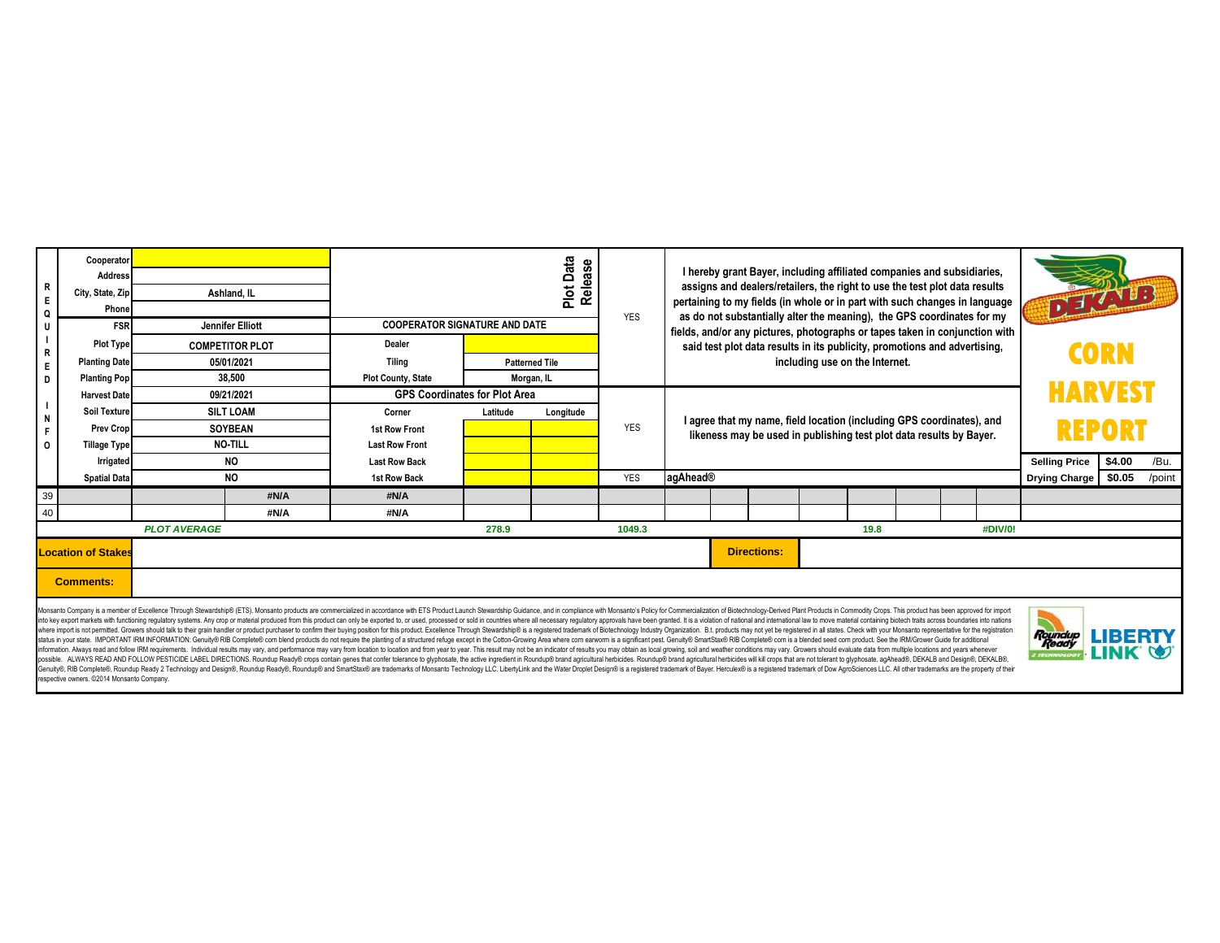| | | | | | | | |
|---|---|---|---|---|---|---|---|
| REQUIRED INFO | Cooperator | | | Plot Data Release | | | **CORN HARVEST REPORT** |
| | Address | | | | YES | I hereby grant Bayer, including affiliated companies and subsidiaries, assigns and dealers/retailers, the right to use the test plot data results pertaining to my fields (in whole or in part with such changes in language as do not substantially alter the meaning), the GPS coordinates for my fields, and/or any pictures, photographs or tapes taken in conjunction with said test plot data results in its publicity, promotions and advertising, including use on the Internet. | |
| | City, State, Zip | Ashland, IL | | | | | |
| | Phone | | | | | | |
| | FSR | Jennifer Elliott | COOPERATOR SIGNATURE AND DATE | | | | |
| | Plot Type | COMPETITOR PLOT | Dealer | | | | |
| | Planting Date | 05/01/2021 | Tiling | Patterned Tile | | | |
| | Planting Pop | 38,500 | Plot County, State | Morgan, IL | | | |
| | Harvest Date | 09/21/2021 | GPS Coordinates for Plot Area | | YES | I agree that my name, field location (including GPS coordinates), and likeness may be used in publishing test plot data results by Bayer. | |
| | Soil Texture | SILT LOAM | Corner | Latitude / Longitude | | | |
| | Prev Crop | SOYBEAN | 1st Row Front | | | | |
| | Tillage Type | NO-TILL | Last Row Front | | | | |
| | Irrigated | NO | Last Row Back | | | | Selling Price $4.00 /Bu. |
| | Spatial Data | NO | 1st Row Back | | YES | agAhead® | Drying Charge $0.05 /point |

| | | | | | | | | | | | | | | | | |
|---|---|---|---|---|---|---|---|---|---|---|---|---|---|---|---|---|
| 39 | | | #N/A | #N/A | | | | | | | | | | | | |
| 40 | | | #N/A | #N/A | | | | | | | | | | | | |
| | *PLOT AVERAGE* | | | | 278.9 | | 1049.3 | | | | | 19.8 | | | #DIV/0! | |

| | | | |
|---|---|---|---|
| **Location of Stakes** | | **Directions:** | |
| **Comments:** | | | |

Monsanto Company is a member of Excellence Through Stewardship® (ETS). Monsanto products are commercialized in accordance with ETS Product Launch Stewardship Guidance, and in compliance with Monsanto's Policy for Commercialization of Biotechnology-Derived Plant Products in Commodity Crops. This product has been approved for import into key export markets with functioning regulatory systems. Any crop or material produced from this product can only be exported to, or used, processed or sold in countries where all necessary regulatory approvals have been granted. It is a violation of national and international law to move material containing biotech traits across boundaries into nations where import is not permitted. Growers should talk to their grain handler or product purchaser to confirm their buying position for this product. Excellence Through Stewardship® is a registered trademark of Biotechnology Industry Organization. B.t. products may not yet be registered in all states. Check with your Monsanto representative for the registration status in your state. IMPORTANT IRM INFORMATION: Genuity® RIB Complete® corn blend products do not require the planting of a structured refuge except in the Cotton-Growing Area where corn earworm is a significant pest. Genuity® SmartStax® RIB Complete® corn is a blended seed corn product. See the IRM/Grower Guide for additional information. Always read and follow IRM requirements. Individual results may vary, and performance may vary from location to location and from year to year. This result may not be an indicator of results you may obtain as local growing, soil and weather conditions may vary. Growers should evaluate data from multiple locations and years whenever possible. ALWAYS READ AND FOLLOW PESTICIDE LABEL DIRECTIONS. Roundup Ready® crops contain genes that confer tolerance to glyphosate, the active ingredient in Roundup® brand agricultural herbicides. Roundup® brand agricultural herbicides will kill crops that are not tolerant to glyphosate. agAhead®, DEKALB and Design®, DEKALB®, Genuity®, RIB Complete®, Roundup Ready 2 Technology and Design®, Roundup Ready®, Roundup® and SmartStax® are trademarks of Monsanto Technology LLC. LibertyLink and the Water Droplet Design® is a registered trademark of Bayer. Herculex® is a registered trademark of Dow AgroSciences LLC. All other trademarks are the property of their respective owners. ©2014 Monsanto Company.